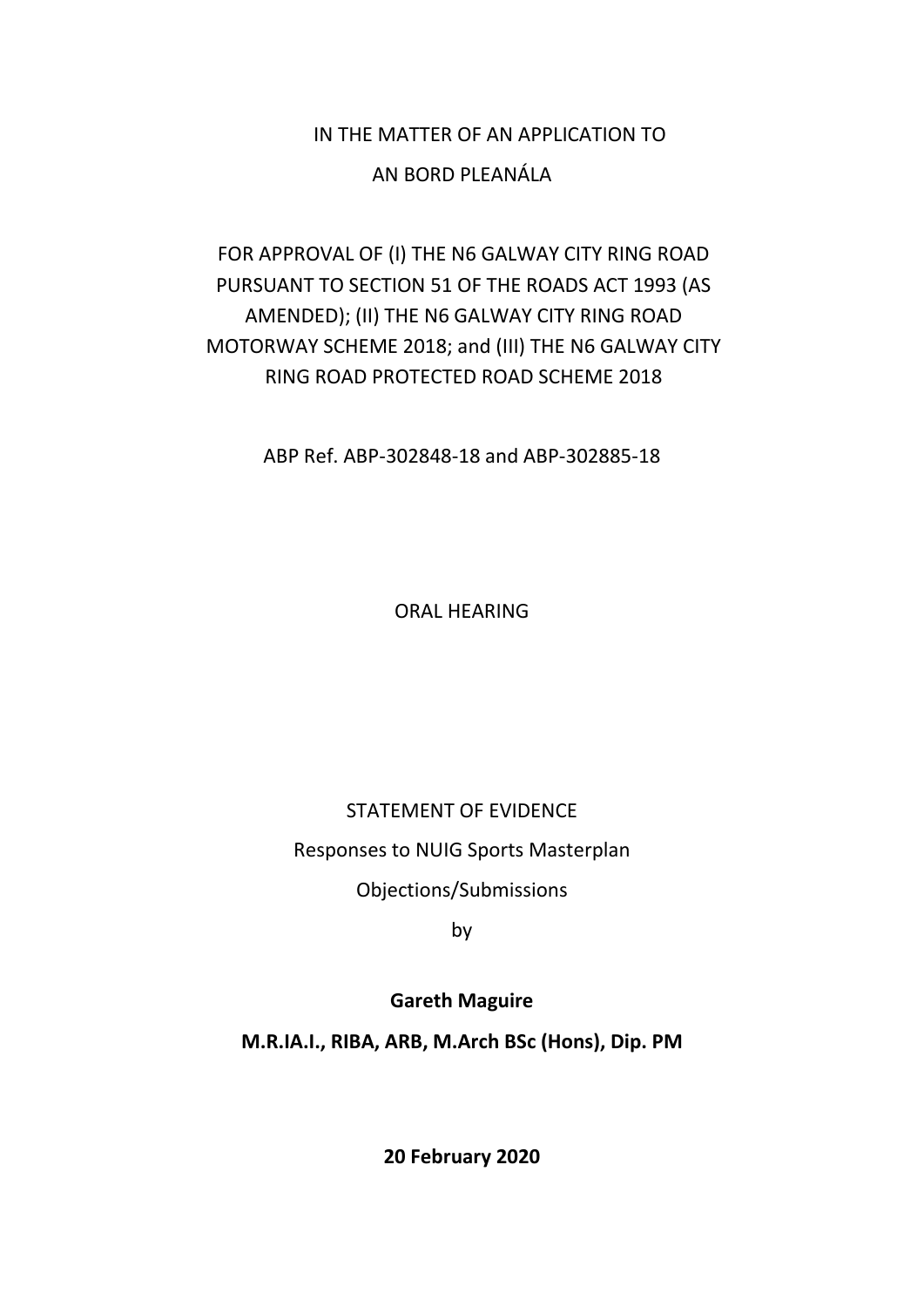IN THE MATTER OF AN APPLICATION TO

AN BORD PLEANÁLA

FOR APPROVAL OF (I) THE N6 GALWAY CITY RING ROAD PURSUANT TO SECTION 51 OF THE ROADS ACT 1993 (AS AMENDED); (II) THE N6 GALWAY CITY RING ROAD MOTORWAY SCHEME 2018; and (III) THE N6 GALWAY CITY RING ROAD PROTECTED ROAD SCHEME 2018

ABP Ref. ABP-302848-18 and ABP-302885-18

ORAL HEARING

STATEMENT OF EVIDENCE

Responses to NUIG Sports Masterplan

Objections/Submissions

by

**Gareth Maguire**

**M.R.IA.I., RIBA, ARB, M.Arch BSc (Hons), Dip. PM**

**20 February 2020**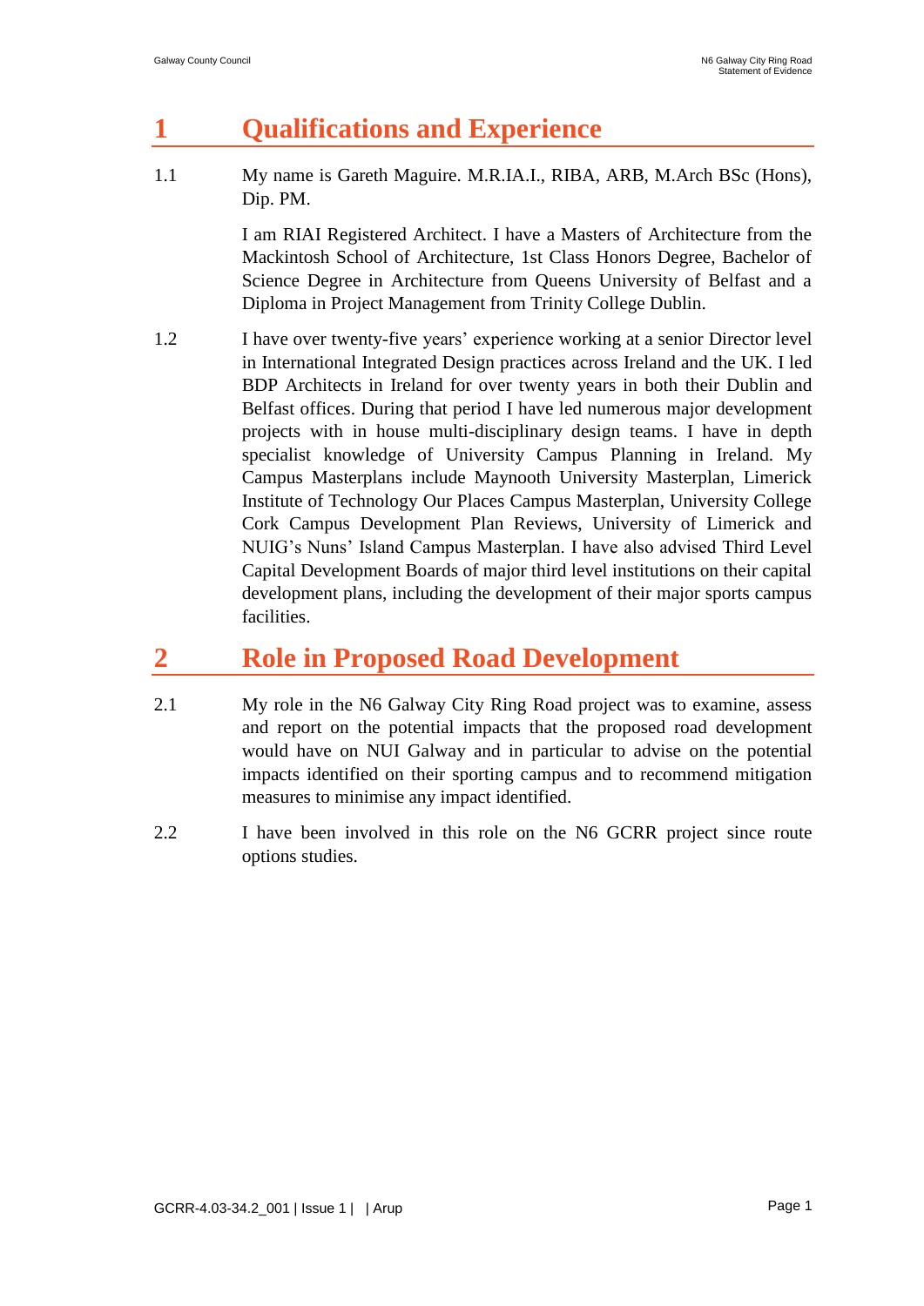# 1 Qualifications and Experience

1.1 My name is Gareth Maguire. M.R.IA.I., RIBA, ARB, M.Arch BSc (Hons), Dip. PM.

I am RIAI Registered Architect. I have a Masters of Architecture from the Mackintosh School of Architecture, 1st Class Honors Degree, Bachelor of Science Degree in Architecture from Queens University of Belfast and a Diploma in Project Management from Trinity College Dublin.

1.2 I have over twenty-five years' experience working at a senior Director level in International Integrated Design practices across Ireland and the UK. I led BDP Architects in Ireland for over twenty years in both their Dublin and Belfast offices. During that period I have led numerous major development projects with in house multi-disciplinary design teams. I have in depth specialist knowledge of University Campus Planning in Ireland. My Campus Masterplans include Maynooth University Masterplan, Limerick Institute of Technology Our Places Campus Masterplan, University College Cork Campus Development Plan Reviews, University of Limerick and NUIG's Nuns' Island Campus Masterplan. I have also advised Third Level Capital Development Boards of major third level institutions on their capital development plans, including the development of their major sports campus facilities.

# 2 Role in Proposed Road Development

2.1 My role in the N6 Galway City Ring Road project was to examine, assess and report on the potential impacts that the proposed road development would have on NUI Galway and in particular to advise on the potential impacts identified on their sporting campus and to recommend mitigation measures to minimise any impact identified.

2.2 I have been involved in this role on the N6 GCRR project since route options studies.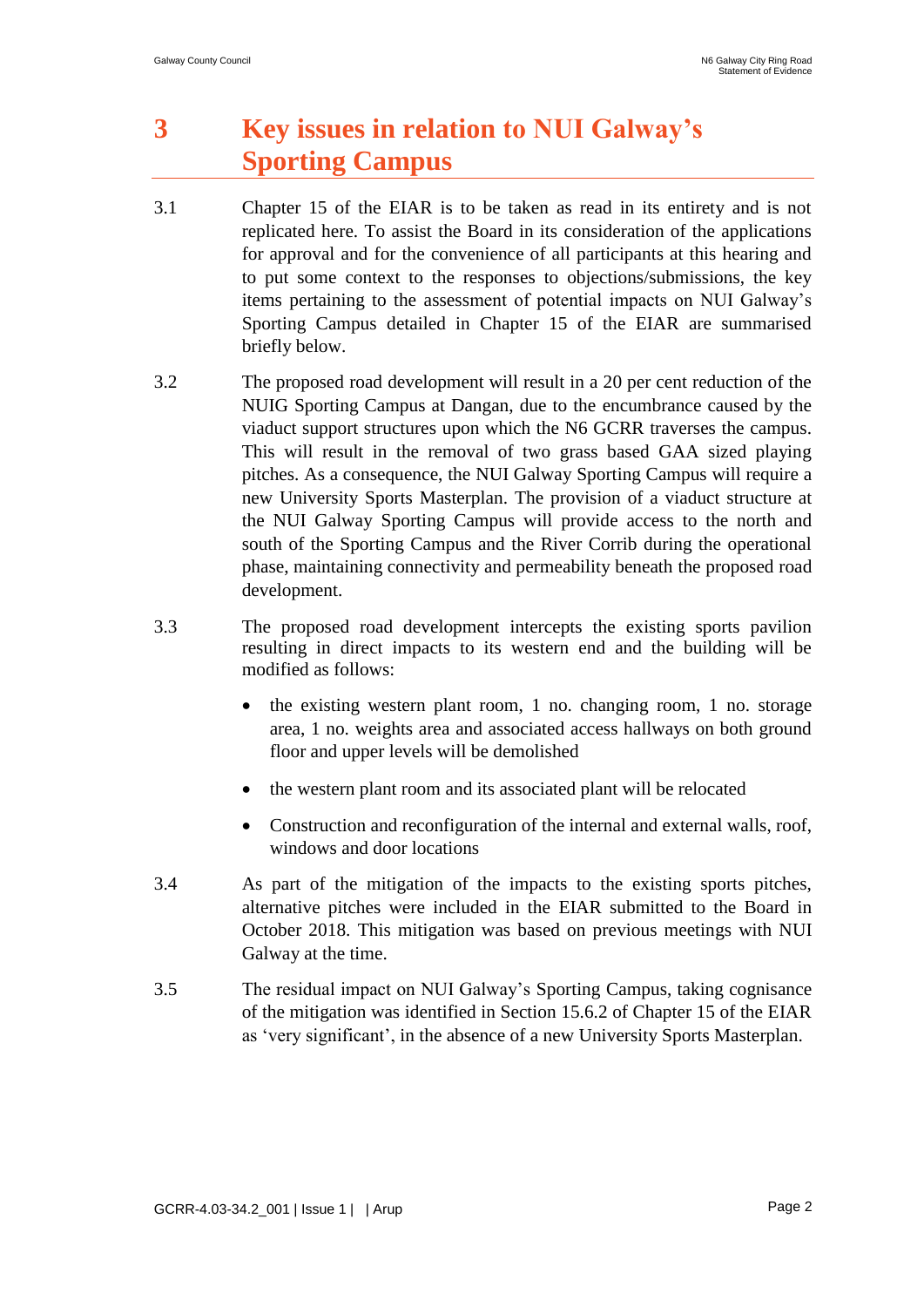# 3 Key issues in relation to NUI Galway's Sporting Campus

3.1 Chapter 15 of the EIAR is to be taken as read in its entirety and is not replicated here. To assist the Board in its consideration of the applications for approval and for the convenience of all participants at this hearing and to put some context to the responses to objections/submissions, the key items pertaining to the assessment of potential impacts on NUI Galway's Sporting Campus detailed in Chapter 15 of the EIAR are summarised briefly below.

3.2 The proposed road development will result in a 20 per cent reduction of the NUIG Sporting Campus at Dangan, due to the encumbrance caused by the viaduct support structures upon which the N6 GCRR traverses the campus. This will result in the removal of two grass based GAA sized playing pitches. As a consequence, the NUI Galway Sporting Campus will require a new University Sports Masterplan. The provision of a viaduct structure at the NUI Galway Sporting Campus will provide access to the north and south of the Sporting Campus and the River Corrib during the operational phase, maintaining connectivity and permeability beneath the proposed road development.

3.3 The proposed road development intercepts the existing sports pavilion resulting in direct impacts to its western end and the building will be modified as follows:

- the existing western plant room, 1 no. changing room, 1 no. storage area, 1 no. weights area and associated access hallways on both ground floor and upper levels will be demolished
- the western plant room and its associated plant will be relocated
- Construction and reconfiguration of the internal and external walls, roof, windows and door locations

3.4 As part of the mitigation of the impacts to the existing sports pitches, alternative pitches were included in the EIAR submitted to the Board in October 2018. This mitigation was based on previous meetings with NUI Galway at the time.

3.5 The residual impact on NUI Galway's Sporting Campus, taking cognisance of the mitigation was identified in Section 15.6.2 of Chapter 15 of the EIAR as 'very significant', in the absence of a new University Sports Masterplan.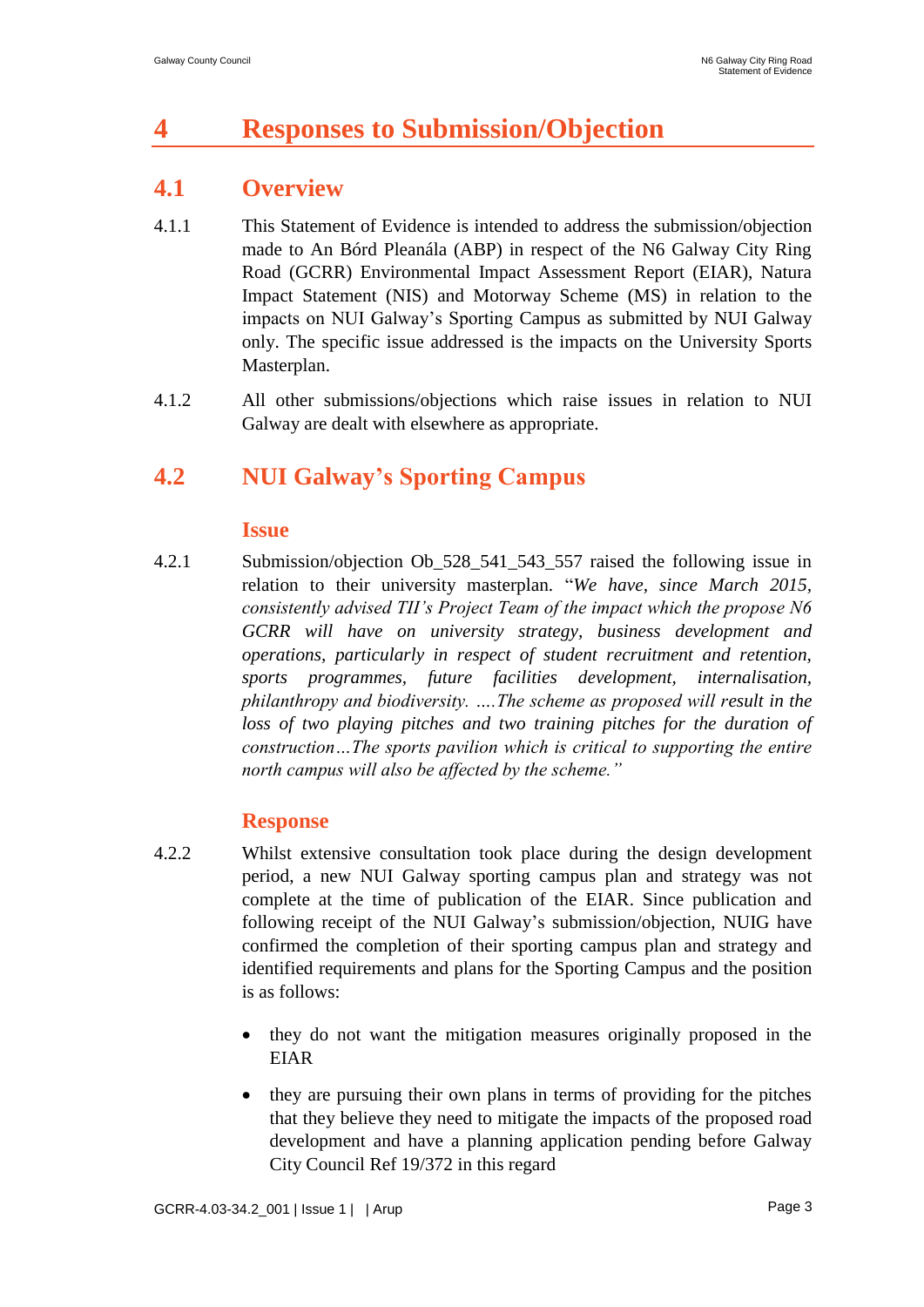# 4 Responses to Submission/Objection

## 4.1 Overview

4.1.1 This Statement of Evidence is intended to address the submission/objection made to An Bórd Pleanála (ABP) in respect of the N6 Galway City Ring Road (GCRR) Environmental Impact Assessment Report (EIAR), Natura Impact Statement (NIS) and Motorway Scheme (MS) in relation to the impacts on NUI Galway's Sporting Campus as submitted by NUI Galway only. The specific issue addressed is the impacts on the University Sports Masterplan.

4.1.2 All other submissions/objections which raise issues in relation to NUI Galway are dealt with elsewhere as appropriate.

## 4.2 NUI Galway's Sporting Campus

### Issue

4.2.1 Submission/objection Ob_528_541_543_557 raised the following issue in relation to their university masterplan. "*We have, since March 2015, consistently advised TII's Project Team of the impact which the propose N6 GCRR will have on university strategy, business development and operations, particularly in respect of student recruitment and retention, sports programmes, future facilities development, internalisation, philanthropy and biodiversity. ….The scheme as proposed will result in the loss of two playing pitches and two training pitches for the duration of construction…The sports pavilion which is critical to supporting the entire north campus will also be affected by the scheme.*"

### Response

4.2.2 Whilst extensive consultation took place during the design development period, a new NUI Galway sporting campus plan and strategy was not complete at the time of publication of the EIAR. Since publication and following receipt of the NUI Galway's submission/objection, NUIG have confirmed the completion of their sporting campus plan and strategy and identified requirements and plans for the Sporting Campus and the position is as follows:

- they do not want the mitigation measures originally proposed in the EIAR
- they are pursuing their own plans in terms of providing for the pitches that they believe they need to mitigate the impacts of the proposed road development and have a planning application pending before Galway City Council Ref 19/372 in this regard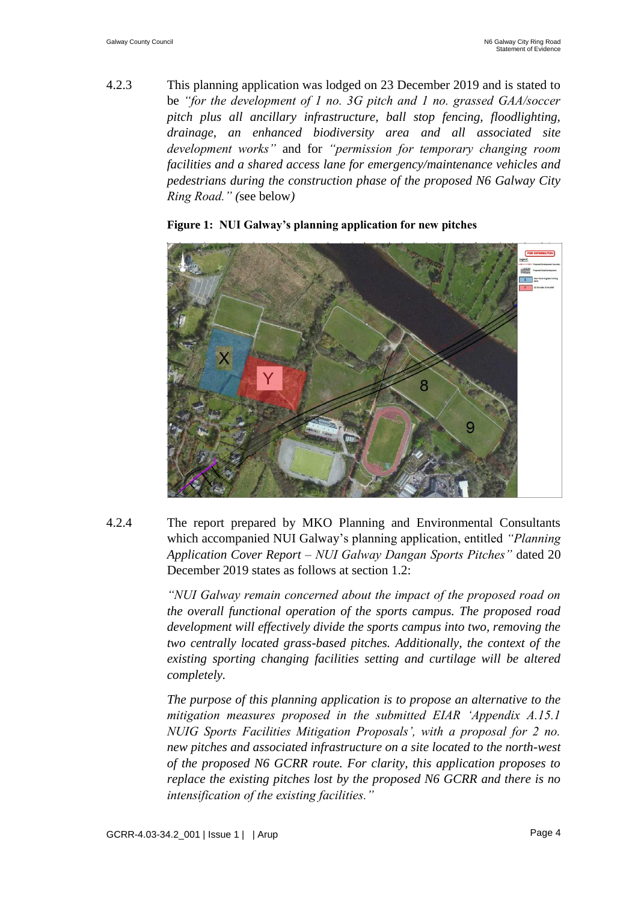4.2.3 This planning application was lodged on 23 December 2019 and is stated to be *"for the development of 1 no. 3G pitch and 1 no. grassed GAA/soccer pitch plus all ancillary infrastructure, ball stop fencing, floodlighting, drainage, an enhanced biodiversity area and all associated site development works"* and for *"permission for temporary changing room facilities and a shared access lane for emergency/maintenance vehicles and pedestrians during the construction phase of the proposed N6 Galway City Ring Road." (*see below*)*

**Figure 1: NUI Galway's planning application for new pitches**

4.2.4 The report prepared by MKO Planning and Environmental Consultants which accompanied NUI Galway's planning application, entitled *"Planning Application Cover Report – NUI Galway Dangan Sports Pitches"* dated 20 December 2019 states as follows at section 1.2:

> *"NUI Galway remain concerned about the impact of the proposed road on the overall functional operation of the sports campus. The proposed road development will effectively divide the sports campus into two, removing the two centrally located grass-based pitches. Additionally, the context of the existing sporting changing facilities setting and curtilage will be altered completely.*
>
> *The purpose of this planning application is to propose an alternative to the mitigation measures proposed in the submitted EIAR 'Appendix A.15.1 NUIG Sports Facilities Mitigation Proposals', with a proposal for 2 no. new pitches and associated infrastructure on a site located to the north-west of the proposed N6 GCRR route. For clarity, this application proposes to replace the existing pitches lost by the proposed N6 GCRR and there is no intensification of the existing facilities."*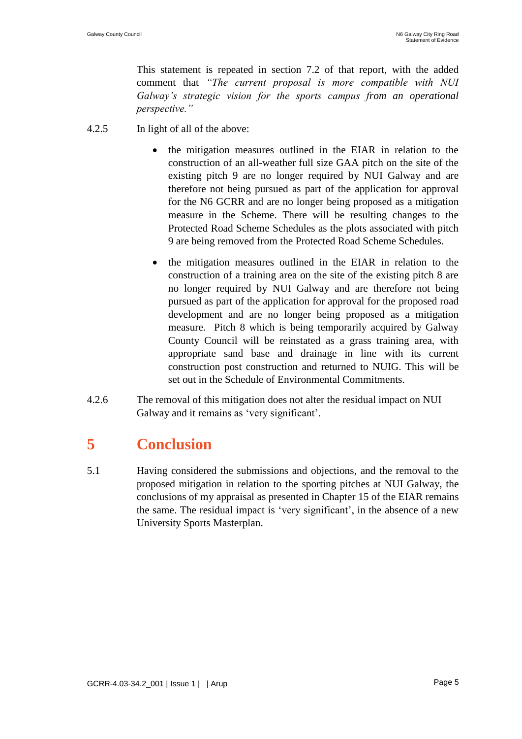This statement is repeated in section 7.2 of that report, with the added comment that *"The current proposal is more compatible with NUI Galway's strategic vision for the sports campus from an operational perspective."*

4.2.5 In light of all of the above:

- the mitigation measures outlined in the EIAR in relation to the construction of an all-weather full size GAA pitch on the site of the existing pitch 9 are no longer required by NUI Galway and are therefore not being pursued as part of the application for approval for the N6 GCRR and are no longer being proposed as a mitigation measure in the Scheme. There will be resulting changes to the Protected Road Scheme Schedules as the plots associated with pitch 9 are being removed from the Protected Road Scheme Schedules.
- the mitigation measures outlined in the EIAR in relation to the construction of a training area on the site of the existing pitch 8 are no longer required by NUI Galway and are therefore not being pursued as part of the application for approval for the proposed road development and are no longer being proposed as a mitigation measure. Pitch 8 which is being temporarily acquired by Galway County Council will be reinstated as a grass training area, with appropriate sand base and drainage in line with its current construction post construction and returned to NUIG. This will be set out in the Schedule of Environmental Commitments.

4.2.6 The removal of this mitigation does not alter the residual impact on NUI Galway and it remains as 'very significant'.

# 5 Conclusion

5.1 Having considered the submissions and objections, and the removal to the proposed mitigation in relation to the sporting pitches at NUI Galway, the conclusions of my appraisal as presented in Chapter 15 of the EIAR remains the same. The residual impact is 'very significant', in the absence of a new University Sports Masterplan.